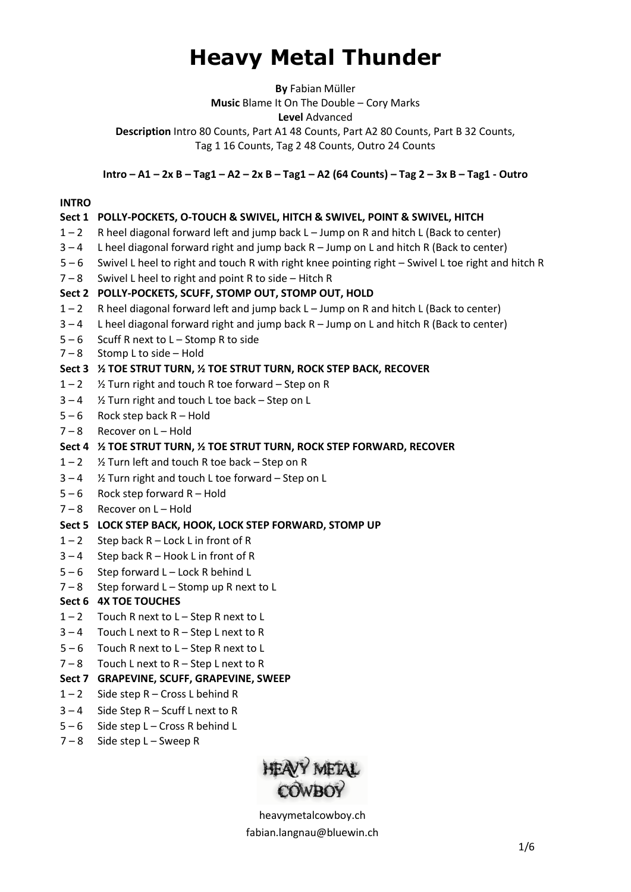# Heavy Metal Thunder

**By** Fabian Müller
**Music** Blame It On The Double – Cory Marks
**Level** Advanced
**Description** Intro 80 Counts, Part A1 48 Counts, Part A2 80 Counts, Part B 32 Counts, Tag 1 16 Counts, Tag 2 48 Counts, Outro 24 Counts

**Intro – A1 – 2x B – Tag1 – A2 – 2x B – Tag1 – A2 (64 Counts) – Tag 2 – 3x B – Tag1 - Outro**

**INTRO**

**Sect 1 POLLY-POCKETS, O-TOUCH & SWIVEL, HITCH & SWIVEL, POINT & SWIVEL, HITCH**

1 – 2 R heel diagonal forward left and jump back L – Jump on R and hitch L (Back to center)
3 – 4 L heel diagonal forward right and jump back R – Jump on L and hitch R (Back to center)
5 – 6 Swivel L heel to right and touch R with right knee pointing right – Swivel L toe right and hitch R
7 – 8 Swivel L heel to right and point R to side – Hitch R

**Sect 2 POLLY-POCKETS, SCUFF, STOMP OUT, STOMP OUT, HOLD**

1 – 2 R heel diagonal forward left and jump back L – Jump on R and hitch L (Back to center)
3 – 4 L heel diagonal forward right and jump back R – Jump on L and hitch R (Back to center)
5 – 6 Scuff R next to L – Stomp R to side
7 – 8 Stomp L to side – Hold

**Sect 3 ½ TOE STRUT TURN, ½ TOE STRUT TURN, ROCK STEP BACK, RECOVER**

1 – 2 ½ Turn right and touch R toe forward – Step on R
3 – 4 ½ Turn right and touch L toe back – Step on L
5 – 6 Rock step back R – Hold
7 – 8 Recover on L – Hold

**Sect 4 ½ TOE STRUT TURN, ½ TOE STRUT TURN, ROCK STEP FORWARD, RECOVER**

1 – 2 ½ Turn left and touch R toe back – Step on R
3 – 4 ½ Turn right and touch L toe forward – Step on L
5 – 6 Rock step forward R – Hold
7 – 8 Recover on L – Hold

**Sect 5 LOCK STEP BACK, HOOK, LOCK STEP FORWARD, STOMP UP**

1 – 2 Step back R – Lock L in front of R
3 – 4 Step back R – Hook L in front of R
5 – 6 Step forward L – Lock R behind L
7 – 8 Step forward L – Stomp up R next to L

**Sect 6 4X TOE TOUCHES**

1 – 2 Touch R next to L – Step R next to L
3 – 4 Touch L next to R – Step L next to R
5 – 6 Touch R next to L – Step R next to L
7 – 8 Touch L next to R – Step L next to R

**Sect 7 GRAPEVINE, SCUFF, GRAPEVINE, SWEEP**

1 – 2 Side step R – Cross L behind R
3 – 4 Side Step R – Scuff L next to R
5 – 6 Side step L – Cross R behind L
7 – 8 Side step L – Sweep R

HEAVY METAL COWBOY

heavymetalcowboy.ch
fabian.langnau@bluewin.ch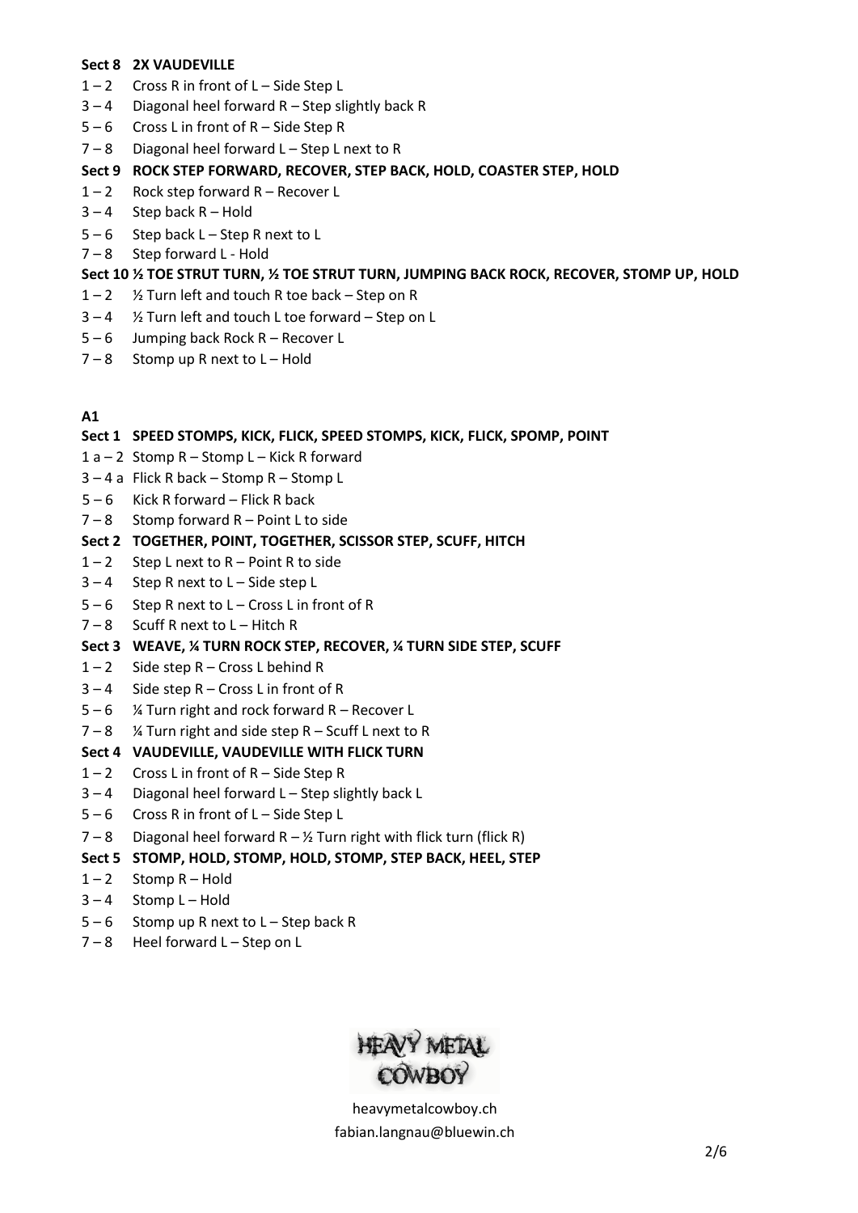**Sect 8 2X VAUDEVILLE**

1 – 2 Cross R in front of L – Side Step L
3 – 4 Diagonal heel forward R – Step slightly back R
5 – 6 Cross L in front of R – Side Step R
7 – 8 Diagonal heel forward L – Step L next to R

**Sect 9 ROCK STEP FORWARD, RECOVER, STEP BACK, HOLD, COASTER STEP, HOLD**

1 – 2 Rock step forward R – Recover L
3 – 4 Step back R – Hold
5 – 6 Step back L – Step R next to L
7 – 8 Step forward L - Hold

**Sect 10 ½ TOE STRUT TURN, ½ TOE STRUT TURN, JUMPING BACK ROCK, RECOVER, STOMP UP, HOLD**

1 – 2 ½ Turn left and touch R toe back – Step on R
3 – 4 ½ Turn left and touch L toe forward – Step on L
5 – 6 Jumping back Rock R – Recover L
7 – 8 Stomp up R next to L – Hold

**A1**

**Sect 1 SPEED STOMPS, KICK, FLICK, SPEED STOMPS, KICK, FLICK, SPOMP, POINT**

1 a – 2 Stomp R – Stomp L – Kick R forward
3 – 4 a Flick R back – Stomp R – Stomp L
5 – 6 Kick R forward – Flick R back
7 – 8 Stomp forward R – Point L to side

**Sect 2 TOGETHER, POINT, TOGETHER, SCISSOR STEP, SCUFF, HITCH**

1 – 2 Step L next to R – Point R to side
3 – 4 Step R next to L – Side step L
5 – 6 Step R next to L – Cross L in front of R
7 – 8 Scuff R next to L – Hitch R

**Sect 3 WEAVE, ¼ TURN ROCK STEP, RECOVER, ¼ TURN SIDE STEP, SCUFF**

1 – 2 Side step R – Cross L behind R
3 – 4 Side step R – Cross L in front of R
5 – 6 ¼ Turn right and rock forward R – Recover L
7 – 8 ¼ Turn right and side step R – Scuff L next to R

**Sect 4 VAUDEVILLE, VAUDEVILLE WITH FLICK TURN**

1 – 2 Cross L in front of R – Side Step R
3 – 4 Diagonal heel forward L – Step slightly back L
5 – 6 Cross R in front of L – Side Step L
7 – 8 Diagonal heel forward R – ½ Turn right with flick turn (flick R)

**Sect 5 STOMP, HOLD, STOMP, HOLD, STOMP, STEP BACK, HEEL, STEP**

1 – 2 Stomp R – Hold
3 – 4 Stomp L – Hold
5 – 6 Stomp up R next to L – Step back R
7 – 8 Heel forward L – Step on L

HEAVY METAL COWBOY

heavymetalcowboy.ch
fabian.langnau@bluewin.ch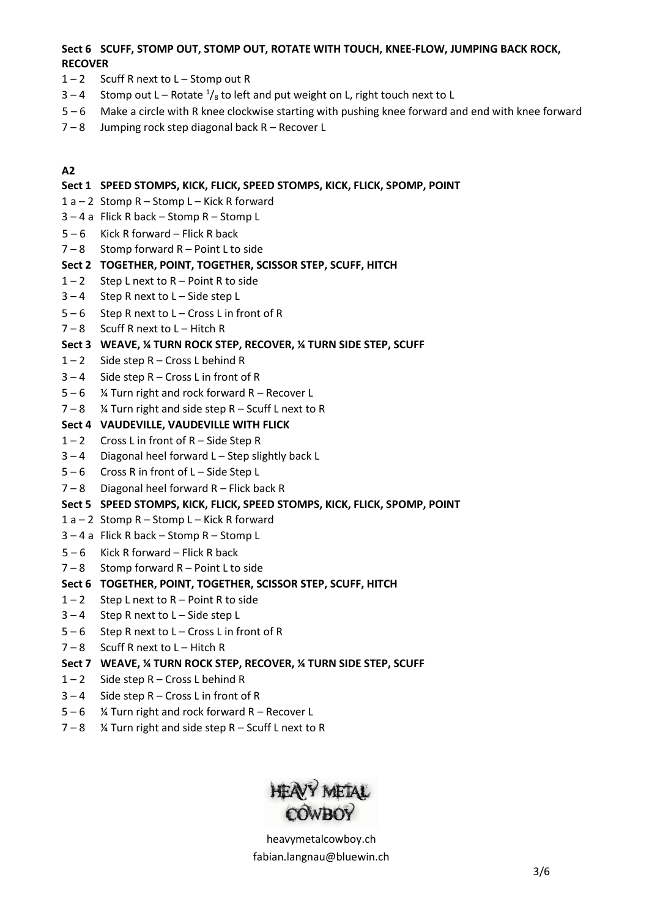**Sect 6 SCUFF, STOMP OUT, STOMP OUT, ROTATE WITH TOUCH, KNEE-FLOW, JUMPING BACK ROCK, RECOVER**

1 – 2 Scuff R next to L – Stomp out R
3 – 4 Stomp out L – Rotate $^1/_8$ to left and put weight on L, right touch next to L
5 – 6 Make a circle with R knee clockwise starting with pushing knee forward and end with knee forward
7 – 8 Jumping rock step diagonal back R – Recover L

**A2**

**Sect 1 SPEED STOMPS, KICK, FLICK, SPEED STOMPS, KICK, FLICK, SPOMP, POINT**

1 a – 2 Stomp R – Stomp L – Kick R forward
3 – 4 a Flick R back – Stomp R – Stomp L
5 – 6 Kick R forward – Flick R back
7 – 8 Stomp forward R – Point L to side

**Sect 2 TOGETHER, POINT, TOGETHER, SCISSOR STEP, SCUFF, HITCH**

1 – 2 Step L next to R – Point R to side
3 – 4 Step R next to L – Side step L
5 – 6 Step R next to L – Cross L in front of R
7 – 8 Scuff R next to L – Hitch R

**Sect 3 WEAVE, ¼ TURN ROCK STEP, RECOVER, ¼ TURN SIDE STEP, SCUFF**

1 – 2 Side step R – Cross L behind R
3 – 4 Side step R – Cross L in front of R
5 – 6 ¼ Turn right and rock forward R – Recover L
7 – 8 ¼ Turn right and side step R – Scuff L next to R

**Sect 4 VAUDEVILLE, VAUDEVILLE WITH FLICK**

1 – 2 Cross L in front of R – Side Step R
3 – 4 Diagonal heel forward L – Step slightly back L
5 – 6 Cross R in front of L – Side Step L
7 – 8 Diagonal heel forward R – Flick back R

**Sect 5 SPEED STOMPS, KICK, FLICK, SPEED STOMPS, KICK, FLICK, SPOMP, POINT**

1 a – 2 Stomp R – Stomp L – Kick R forward
3 – 4 a Flick R back – Stomp R – Stomp L
5 – 6 Kick R forward – Flick R back
7 – 8 Stomp forward R – Point L to side

**Sect 6 TOGETHER, POINT, TOGETHER, SCISSOR STEP, SCUFF, HITCH**

1 – 2 Step L next to R – Point R to side
3 – 4 Step R next to L – Side step L
5 – 6 Step R next to L – Cross L in front of R
7 – 8 Scuff R next to L – Hitch R

**Sect 7 WEAVE, ¼ TURN ROCK STEP, RECOVER, ¼ TURN SIDE STEP, SCUFF**

1 – 2 Side step R – Cross L behind R
3 – 4 Side step R – Cross L in front of R
5 – 6 ¼ Turn right and rock forward R – Recover L
7 – 8 ¼ Turn right and side step R – Scuff L next to R

HEAVY METAL COWBOY

heavymetalcowboy.ch
fabian.langnau@bluewin.ch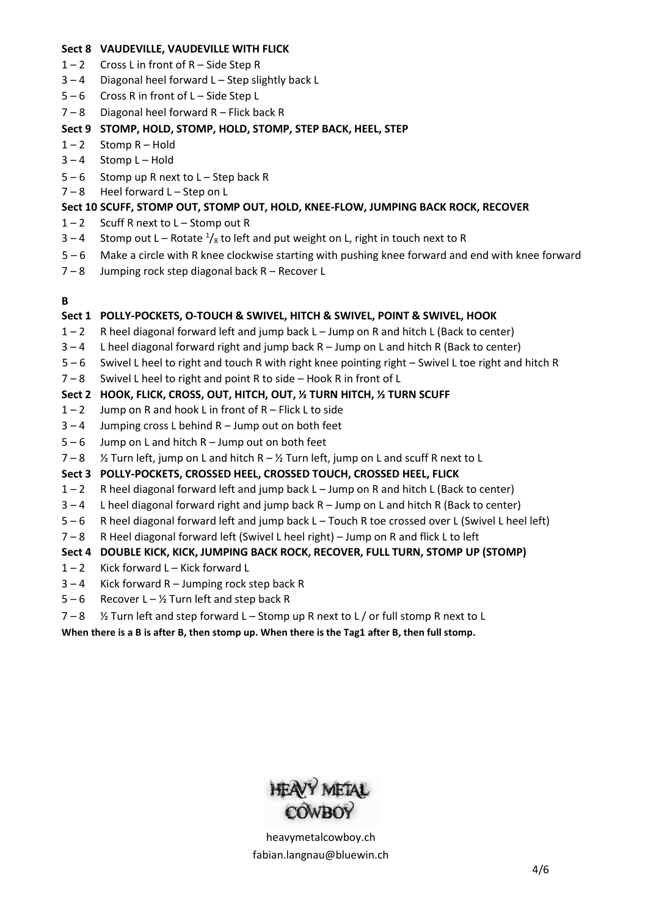**Sect 8 VAUDEVILLE, VAUDEVILLE WITH FLICK**

1 – 2  Cross L in front of R – Side Step R
3 – 4  Diagonal heel forward L – Step slightly back L
5 – 6  Cross R in front of L – Side Step L
7 – 8  Diagonal heel forward R – Flick back R

**Sect 9 STOMP, HOLD, STOMP, HOLD, STOMP, STEP BACK, HEEL, STEP**

1 – 2  Stomp R – Hold
3 – 4  Stomp L – Hold
5 – 6  Stomp up R next to L – Step back R
7 – 8  Heel forward L – Step on L

**Sect 10 SCUFF, STOMP OUT, STOMP OUT, HOLD, KNEE-FLOW, JUMPING BACK ROCK, RECOVER**

1 – 2  Scuff R next to L – Stomp out R
3 – 4  Stomp out L – Rotate $^1/_8$ to left and put weight on L, right in touch next to R
5 – 6  Make a circle with R knee clockwise starting with pushing knee forward and end with knee forward
7 – 8  Jumping rock step diagonal back R – Recover L

**B**

**Sect 1 POLLY-POCKETS, O-TOUCH & SWIVEL, HITCH & SWIVEL, POINT & SWIVEL, HOOK**

1 – 2  R heel diagonal forward left and jump back L – Jump on R and hitch L (Back to center)
3 – 4  L heel diagonal forward right and jump back R – Jump on L and hitch R (Back to center)
5 – 6  Swivel L heel to right and touch R with right knee pointing right – Swivel L toe right and hitch R
7 – 8  Swivel L heel to right and point R to side – Hook R in front of L

**Sect 2 HOOK, FLICK, CROSS, OUT, HITCH, OUT, ½ TURN HITCH, ½ TURN SCUFF**

1 – 2  Jump on R and hook L in front of R – Flick L to side
3 – 4  Jumping cross L behind R – Jump out on both feet
5 – 6  Jump on L and hitch R – Jump out on both feet
7 – 8  ½ Turn left, jump on L and hitch R – ½ Turn left, jump on L and scuff R next to L

**Sect 3 POLLY-POCKETS, CROSSED HEEL, CROSSED TOUCH, CROSSED HEEL, FLICK**

1 – 2  R heel diagonal forward left and jump back L – Jump on R and hitch L (Back to center)
3 – 4  L heel diagonal forward right and jump back R – Jump on L and hitch R (Back to center)
5 – 6  R heel diagonal forward left and jump back L – Touch R toe crossed over L (Swivel L heel left)
7 – 8  R Heel diagonal forward left (Swivel L heel right) – Jump on R and flick L to left

**Sect 4 DOUBLE KICK, KICK, JUMPING BACK ROCK, RECOVER, FULL TURN, STOMP UP (STOMP)**

1 – 2  Kick forward L – Kick forward L
3 – 4  Kick forward R – Jumping rock step back R
5 – 6  Recover L – ½ Turn left and step back R
7 – 8  ½ Turn left and step forward L – Stomp up R next to L / or full stomp R next to L

**When there is a B is after B, then stomp up. When there is the Tag1 after B, then full stomp.**

HEAVY METAL COWBOY

heavymetalcowboy.ch
fabian.langnau@bluewin.ch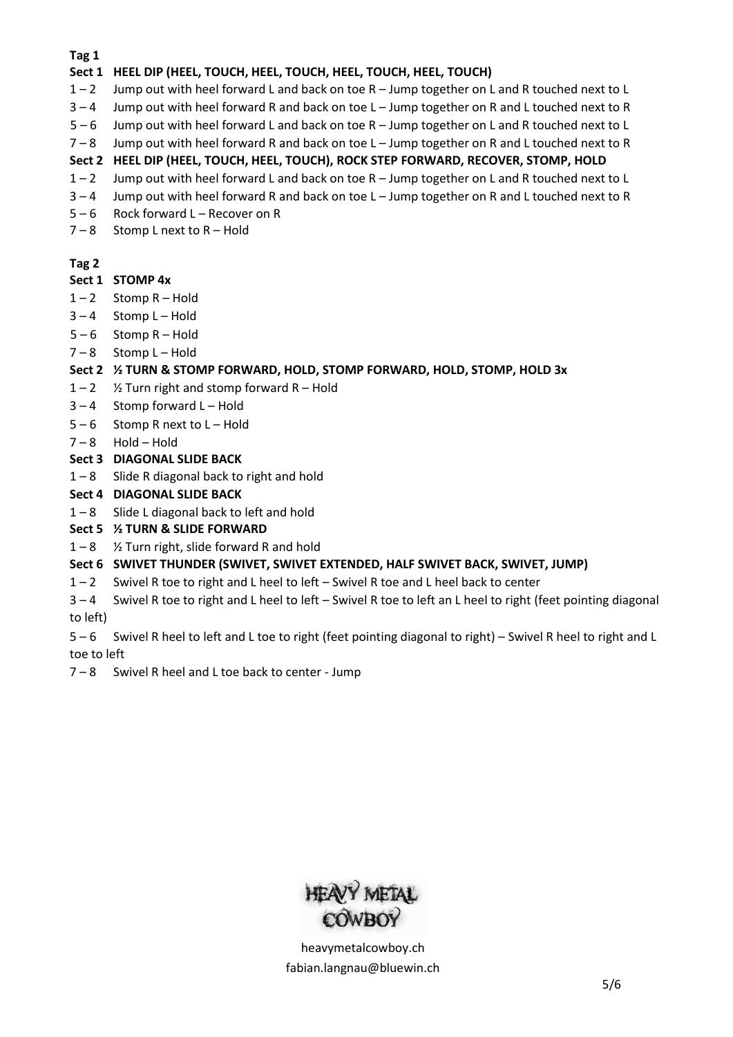**Tag 1**

**Sect 1 HEEL DIP (HEEL, TOUCH, HEEL, TOUCH, HEEL, TOUCH, HEEL, TOUCH)**

1 – 2 Jump out with heel forward L and back on toe R – Jump together on L and R touched next to L
3 – 4 Jump out with heel forward R and back on toe L – Jump together on R and L touched next to R
5 – 6 Jump out with heel forward L and back on toe R – Jump together on L and R touched next to L
7 – 8 Jump out with heel forward R and back on toe L – Jump together on R and L touched next to R

**Sect 2 HEEL DIP (HEEL, TOUCH, HEEL, TOUCH), ROCK STEP FORWARD, RECOVER, STOMP, HOLD**

1 – 2 Jump out with heel forward L and back on toe R – Jump together on L and R touched next to L
3 – 4 Jump out with heel forward R and back on toe L – Jump together on R and L touched next to R
5 – 6 Rock forward L – Recover on R
7 – 8 Stomp L next to R – Hold

**Tag 2**

**Sect 1 STOMP 4x**

1 – 2 Stomp R – Hold
3 – 4 Stomp L – Hold
5 – 6 Stomp R – Hold
7 – 8 Stomp L – Hold

**Sect 2 ½ TURN & STOMP FORWARD, HOLD, STOMP FORWARD, HOLD, STOMP, HOLD 3x**

1 – 2 ½ Turn right and stomp forward R – Hold
3 – 4 Stomp forward L – Hold
5 – 6 Stomp R next to L – Hold
7 – 8 Hold – Hold

**Sect 3 DIAGONAL SLIDE BACK**

1 – 8 Slide R diagonal back to right and hold

**Sect 4 DIAGONAL SLIDE BACK**

1 – 8 Slide L diagonal back to left and hold

**Sect 5 ½ TURN & SLIDE FORWARD**

1 – 8 ½ Turn right, slide forward R and hold

**Sect 6 SWIVET THUNDER (SWIVET, SWIVET EXTENDED, HALF SWIVET BACK, SWIVET, JUMP)**

1 – 2 Swivel R toe to right and L heel to left – Swivel R toe and L heel back to center
3 – 4 Swivel R toe to right and L heel to left – Swivel R toe to left an L heel to right (feet pointing diagonal to left)
5 – 6 Swivel R heel to left and L toe to right (feet pointing diagonal to right) – Swivel R heel to right and L toe to left
7 – 8 Swivel R heel and L toe back to center - Jump

HEAVY METAL COWBOY

heavymetalcowboy.ch
fabian.langnau@bluewin.ch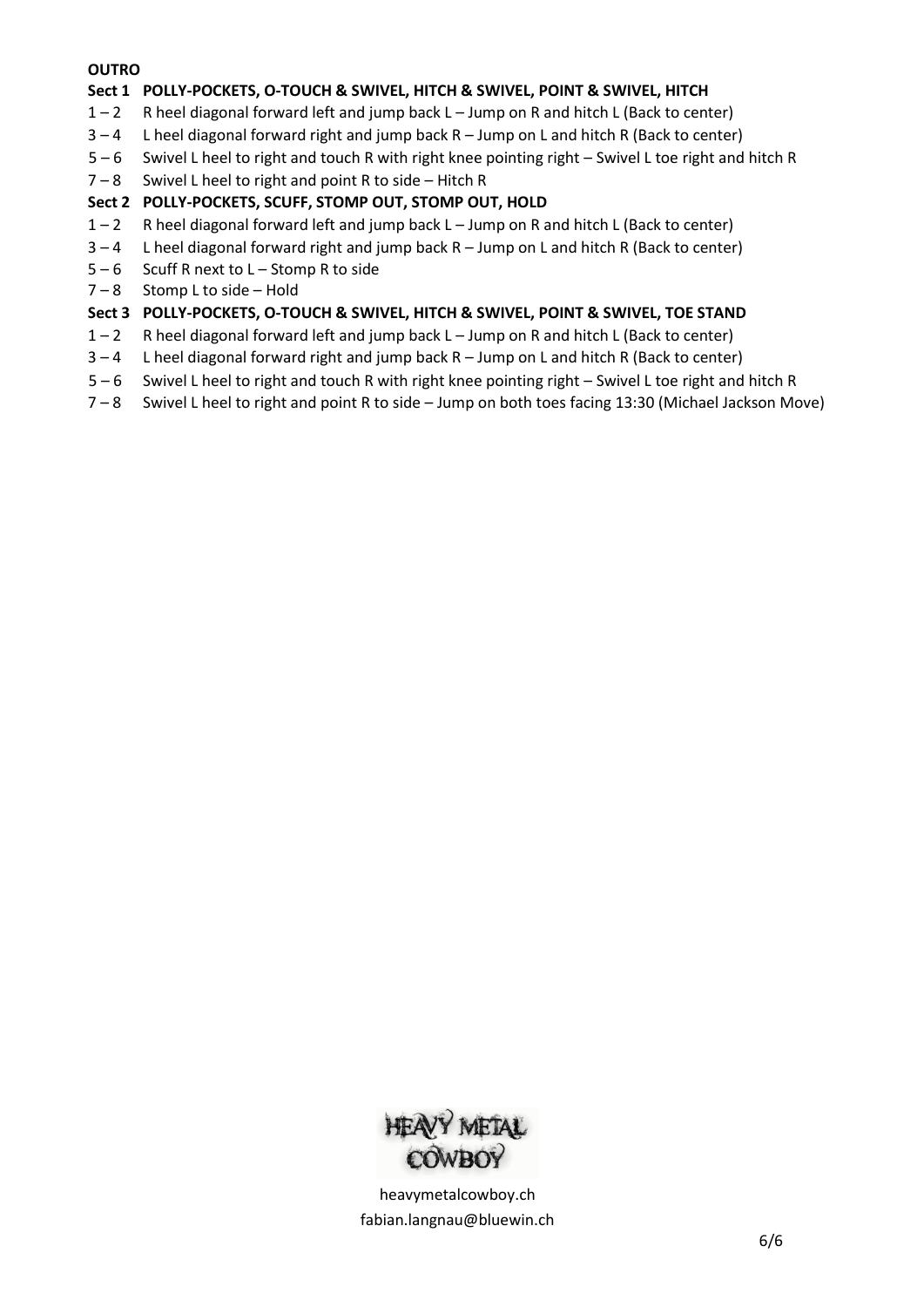**OUTRO**

**Sect 1 POLLY-POCKETS, O-TOUCH & SWIVEL, HITCH & SWIVEL, POINT & SWIVEL, HITCH**

1 – 2 R heel diagonal forward left and jump back L – Jump on R and hitch L (Back to center)
3 – 4 L heel diagonal forward right and jump back R – Jump on L and hitch R (Back to center)
5 – 6 Swivel L heel to right and touch R with right knee pointing right – Swivel L toe right and hitch R
7 – 8 Swivel L heel to right and point R to side – Hitch R

**Sect 2 POLLY-POCKETS, SCUFF, STOMP OUT, STOMP OUT, HOLD**

1 – 2 R heel diagonal forward left and jump back L – Jump on R and hitch L (Back to center)
3 – 4 L heel diagonal forward right and jump back R – Jump on L and hitch R (Back to center)
5 – 6 Scuff R next to L – Stomp R to side
7 – 8 Stomp L to side – Hold

**Sect 3 POLLY-POCKETS, O-TOUCH & SWIVEL, HITCH & SWIVEL, POINT & SWIVEL, TOE STAND**

1 – 2 R heel diagonal forward left and jump back L – Jump on R and hitch L (Back to center)
3 – 4 L heel diagonal forward right and jump back R – Jump on L and hitch R (Back to center)
5 – 6 Swivel L heel to right and touch R with right knee pointing right – Swivel L toe right and hitch R
7 – 8 Swivel L heel to right and point R to side – Jump on both toes facing 13:30 (Michael Jackson Move)

HEAVY METAL COWBOY

heavymetalcowboy.ch
fabian.langnau@bluewin.ch